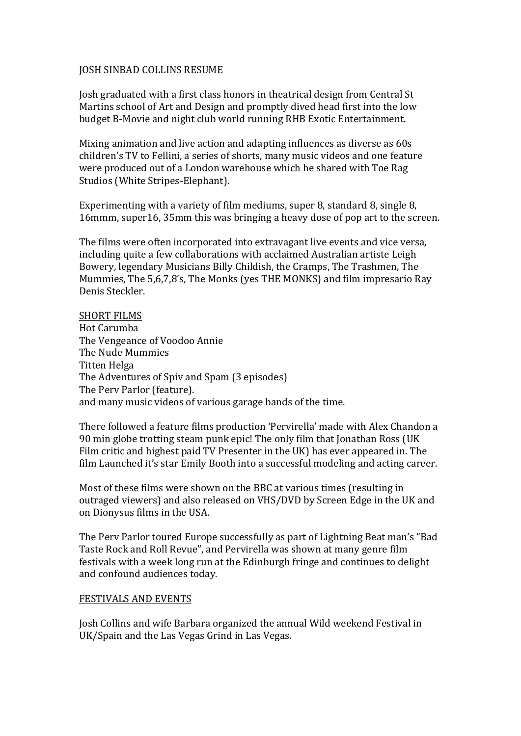# JOSH SINBAD COLLINS RESUME

Josh graduated with a first class honors in theatrical design from Central St Martins school of Art and Design and promptly dived head first into the low budget B-Movie and night club world running RHB Exotic Entertainment.

Mixing animation and live action and adapting influences as diverse as 60s children's TV to Fellini, a series of shorts, many music videos and one feature were produced out of a London warehouse which he shared with Toe Rag Studios (White Stripes-Elephant).

Experimenting with a variety of film mediums, super 8, standard 8, single 8, 16mmm, super16, 35mm this was bringing a heavy dose of pop art to the screen.

The films were often incorporated into extravagant live events and vice versa, including quite a few collaborations with acclaimed Australian artiste Leigh Bowery, legendary Musicians Billy Childish, the Cramps, The Trashmen, The Mummies, The 5,6,7,8's, The Monks (yes THE MONKS) and film impresario Ray Denis Steckler.

## SHORT FILMS

Hot Carumba
The Vengeance of Voodoo Annie
The Nude Mummies
Titten Helga
The Adventures of Spiv and Spam (3 episodes)
The Perv Parlor (feature).
and many music videos of various garage bands of the time.

There followed a feature films production 'Pervirella' made with Alex Chandon a 90 min globe trotting steam punk epic! The only film that Jonathan Ross (UK Film critic and highest paid TV Presenter in the UK) has ever appeared in. The film Launched it's star Emily Booth into a successful modeling and acting career.

Most of these films were shown on the BBC at various times (resulting in outraged viewers) and also released on VHS/DVD by Screen Edge in the UK and on Dionysus films in the USA.

The Perv Parlor toured Europe successfully as part of Lightning Beat man's "Bad Taste Rock and Roll Revue", and Pervirella was shown at many genre film festivals with a week long run at the Edinburgh fringe and continues to delight and confound audiences today.

## FESTIVALS AND EVENTS

Josh Collins and wife Barbara organized the annual Wild weekend Festival in UK/Spain and the Las Vegas Grind in Las Vegas.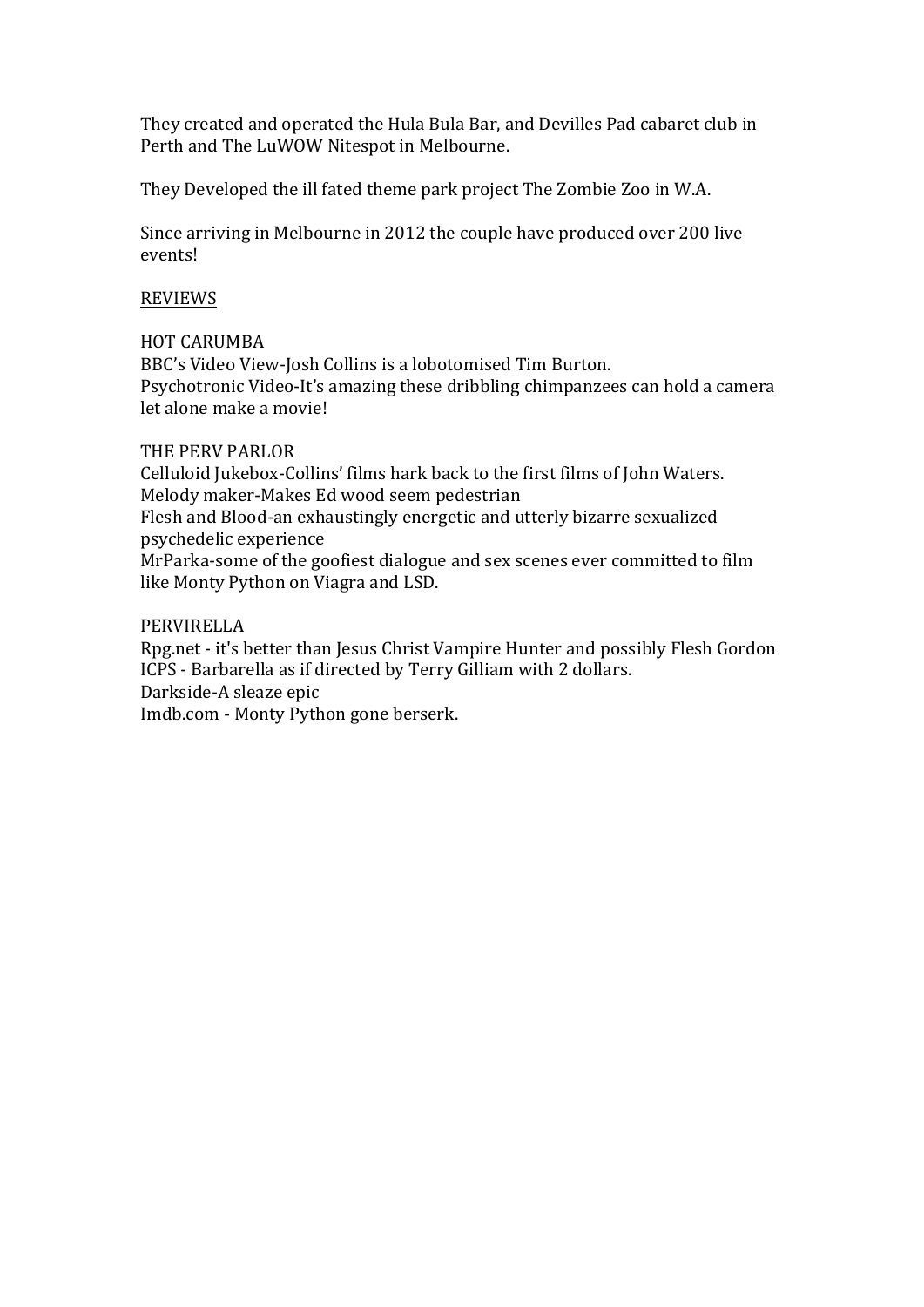They created and operated the Hula Bula Bar, and Devilles Pad cabaret club in Perth and The LuWOW Nitespot in Melbourne.

They Developed the ill fated theme park project The Zombie Zoo in W.A.

Since arriving in Melbourne in 2012 the couple have produced over 200 live events!

<u>REVIEWS</u>

HOT CARUMBA
BBC's Video View-Josh Collins is a lobotomised Tim Burton.
Psychotronic Video-It's amazing these dribbling chimpanzees can hold a camera let alone make a movie!

THE PERV PARLOR
Celluloid Jukebox-Collins' films hark back to the first films of John Waters.
Melody maker-Makes Ed wood seem pedestrian
Flesh and Blood-an exhaustingly energetic and utterly bizarre sexualized psychedelic experience
MrParka-some of the goofiest dialogue and sex scenes ever committed to film like Monty Python on Viagra and LSD.

PERVIRELLA
Rpg.net - it's better than Jesus Christ Vampire Hunter and possibly Flesh Gordon
ICPS - Barbarella as if directed by Terry Gilliam with 2 dollars.
Darkside-A sleaze epic
Imdb.com - Monty Python gone berserk.